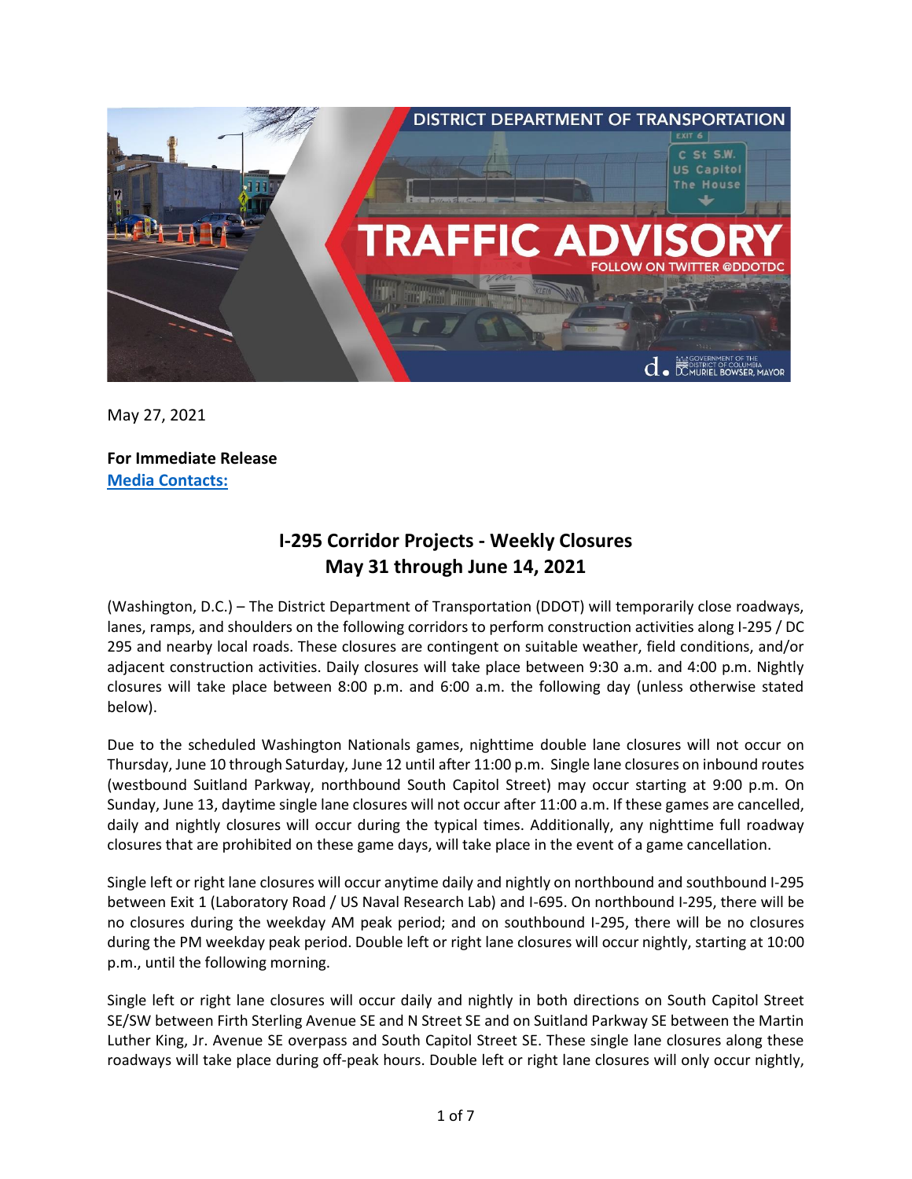May 27, 2021

**For Immediate Release**
**Media Contacts:**

## I-295 Corridor Projects - Weekly Closures
## May 31 through June 14, 2021

(Washington, D.C.) – The District Department of Transportation (DDOT) will temporarily close roadways, lanes, ramps, and shoulders on the following corridors to perform construction activities along I-295 / DC 295 and nearby local roads. These closures are contingent on suitable weather, field conditions, and/or adjacent construction activities. Daily closures will take place between 9:30 a.m. and 4:00 p.m. Nightly closures will take place between 8:00 p.m. and 6:00 a.m. the following day (unless otherwise stated below).

Due to the scheduled Washington Nationals games, nighttime double lane closures will not occur on Thursday, June 10 through Saturday, June 12 until after 11:00 p.m. Single lane closures on inbound routes (westbound Suitland Parkway, northbound South Capitol Street) may occur starting at 9:00 p.m. On Sunday, June 13, daytime single lane closures will not occur after 11:00 a.m. If these games are cancelled, daily and nightly closures will occur during the typical times. Additionally, any nighttime full roadway closures that are prohibited on these game days, will take place in the event of a game cancellation.

Single left or right lane closures will occur anytime daily and nightly on northbound and southbound I-295 between Exit 1 (Laboratory Road / US Naval Research Lab) and I-695. On northbound I-295, there will be no closures during the weekday AM peak period; and on southbound I-295, there will be no closures during the PM weekday peak period. Double left or right lane closures will occur nightly, starting at 10:00 p.m., until the following morning.

Single left or right lane closures will occur daily and nightly in both directions on South Capitol Street SE/SW between Firth Sterling Avenue SE and N Street SE and on Suitland Parkway SE between the Martin Luther King, Jr. Avenue SE overpass and South Capitol Street SE. These single lane closures along these roadways will take place during off-peak hours. Double left or right lane closures will only occur nightly,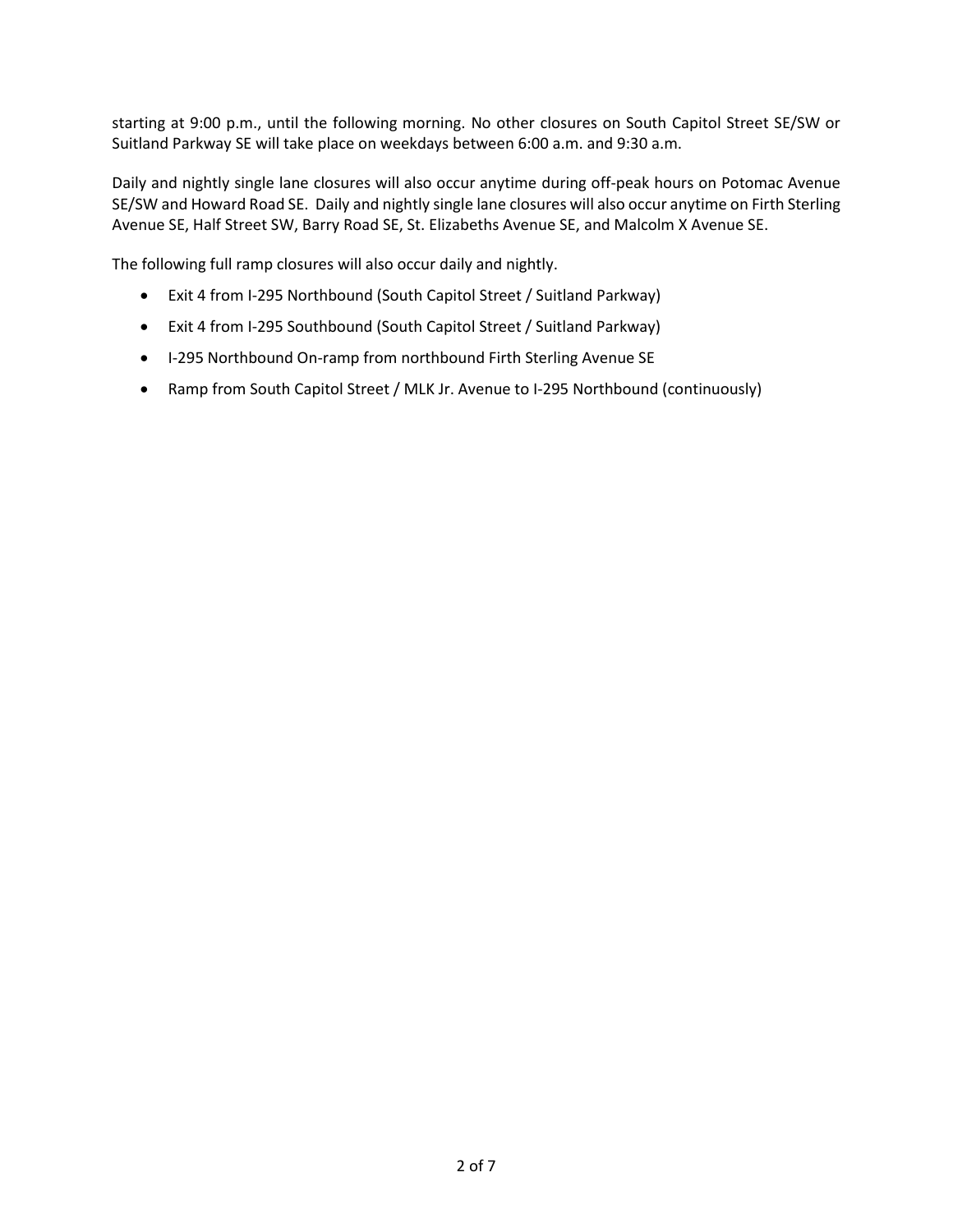starting at 9:00 p.m., until the following morning. No other closures on South Capitol Street SE/SW or Suitland Parkway SE will take place on weekdays between 6:00 a.m. and 9:30 a.m.

Daily and nightly single lane closures will also occur anytime during off-peak hours on Potomac Avenue SE/SW and Howard Road SE. Daily and nightly single lane closures will also occur anytime on Firth Sterling Avenue SE, Half Street SW, Barry Road SE, St. Elizabeths Avenue SE, and Malcolm X Avenue SE.

The following full ramp closures will also occur daily and nightly.

- Exit 4 from I-295 Northbound (South Capitol Street / Suitland Parkway)
- Exit 4 from I-295 Southbound (South Capitol Street / Suitland Parkway)
- I-295 Northbound On-ramp from northbound Firth Sterling Avenue SE
- Ramp from South Capitol Street / MLK Jr. Avenue to I-295 Northbound (continuously)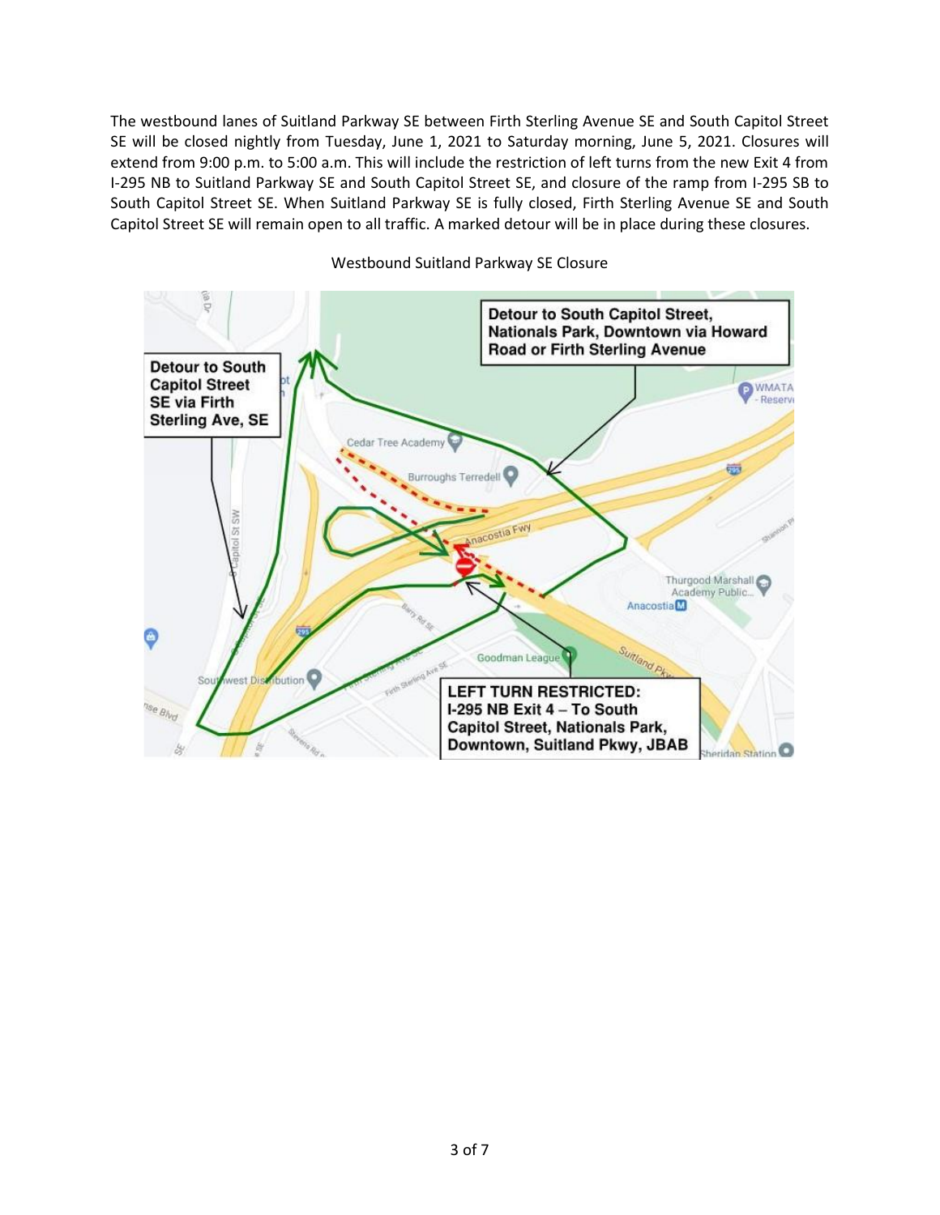The westbound lanes of Suitland Parkway SE between Firth Sterling Avenue SE and South Capitol Street SE will be closed nightly from Tuesday, June 1, 2021 to Saturday morning, June 5, 2021. Closures will extend from 9:00 p.m. to 5:00 a.m. This will include the restriction of left turns from the new Exit 4 from I-295 NB to Suitland Parkway SE and South Capitol Street SE, and closure of the ramp from I-295 SB to South Capitol Street SE. When Suitland Parkway SE is fully closed, Firth Sterling Avenue SE and South Capitol Street SE will remain open to all traffic. A marked detour will be in place during these closures.

Westbound Suitland Parkway SE Closure

**Detour to South Capitol Street, Nationals Park, Downtown via Howard Road or Firth Sterling Avenue**

**Detour to South Capitol Street SE via Firth Sterling Ave, SE**

**LEFT TURN RESTRICTED: I-295 NB Exit 4 – To South Capitol Street, Nationals Park, Downtown, Suitland Pkwy, JBAB**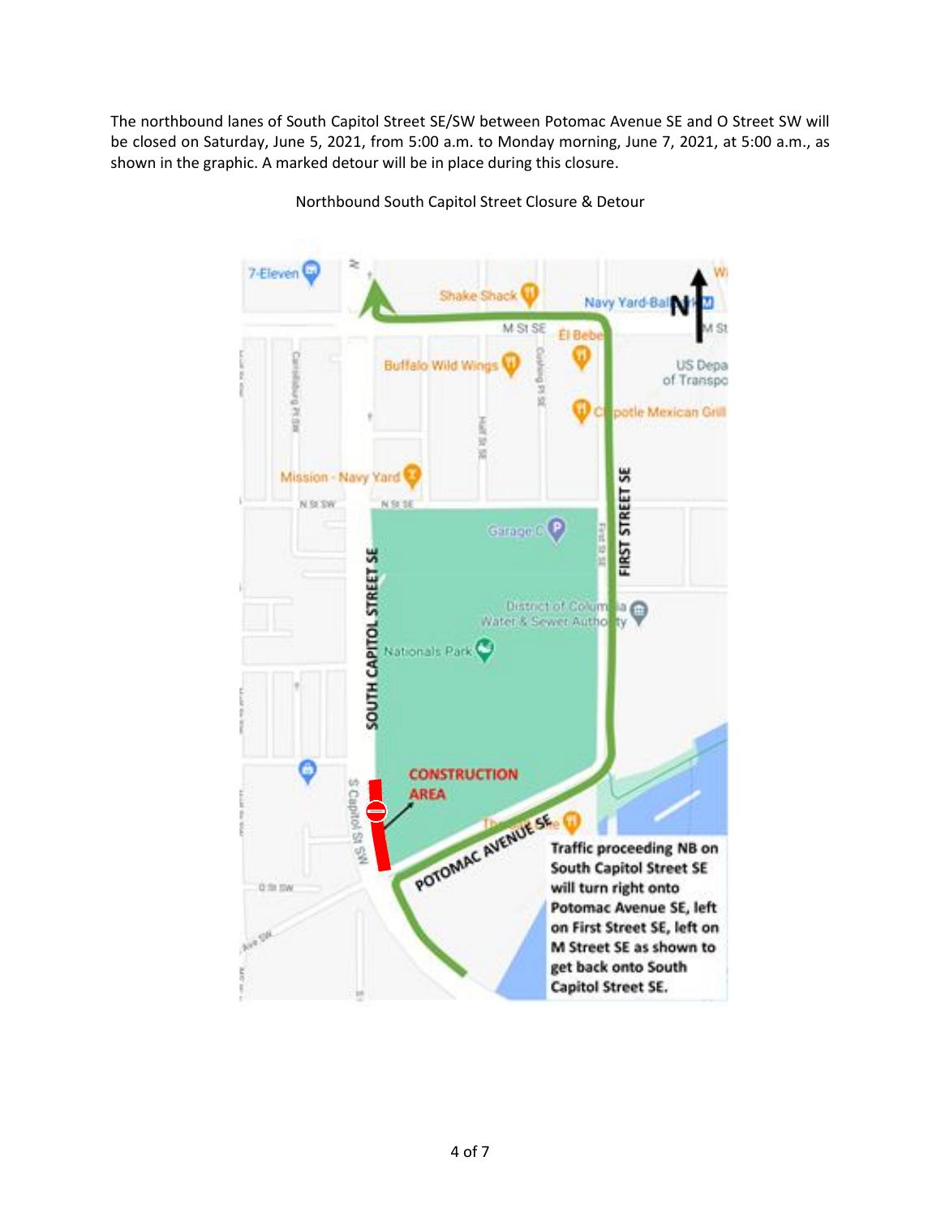The northbound lanes of South Capitol Street SE/SW between Potomac Avenue SE and O Street SW will be closed on Saturday, June 5, 2021, from 5:00 a.m. to Monday morning, June 7, 2021, at 5:00 a.m., as shown in the graphic. A marked detour will be in place during this closure.

Northbound South Capitol Street Closure & Detour

**Traffic proceeding NB on South Capitol Street SE will turn right onto Potomac Avenue SE, left on First Street SE, left on M Street SE as shown to get back onto South Capitol Street SE.**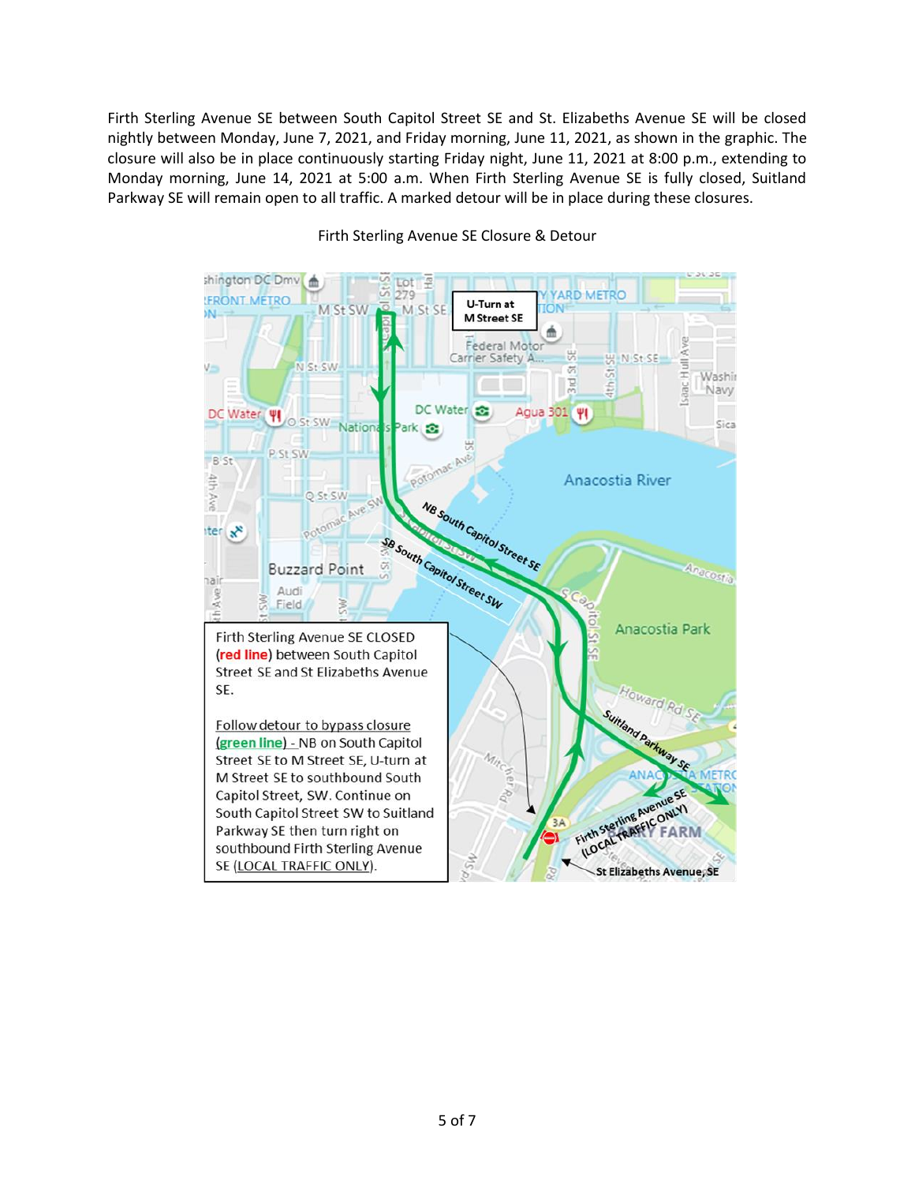Firth Sterling Avenue SE between South Capitol Street SE and St. Elizabeths Avenue SE will be closed nightly between Monday, June 7, 2021, and Friday morning, June 11, 2021, as shown in the graphic. The closure will also be in place continuously starting Friday night, June 11, 2021 at 8:00 p.m., extending to Monday morning, June 14, 2021 at 5:00 a.m. When Firth Sterling Avenue SE is fully closed, Suitland Parkway SE will remain open to all traffic. A marked detour will be in place during these closures.

Firth Sterling Avenue SE Closure & Detour

U-Turn at M Street SE

NB South Capitol Street SE

SB South Capitol Street SW

Suitland Parkway SE

Firth Sterling Avenue SE (LOCAL TRAFFIC ONLY)

St Elizabeths Avenue, SE

Firth Sterling Avenue SE CLOSED (**red line**) between South Capitol Street SE and St Elizabeths Avenue SE.

Follow detour to bypass closure (**green line**) - NB on South Capitol Street SE to M Street SE, U-turn at M Street SE to southbound South Capitol Street, SW. Continue on South Capitol Street SW to Suitland Parkway SE then turn right on southbound Firth Sterling Avenue SE (LOCAL TRAFFIC ONLY).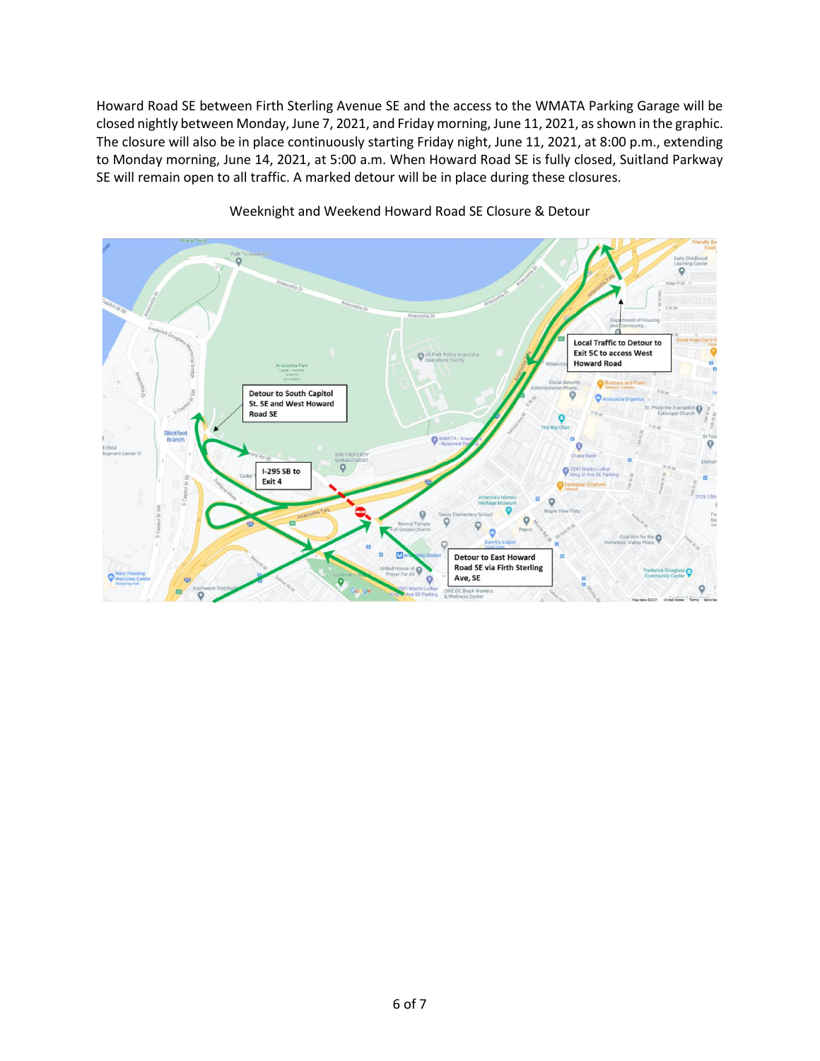Howard Road SE between Firth Sterling Avenue SE and the access to the WMATA Parking Garage will be closed nightly between Monday, June 7, 2021, and Friday morning, June 11, 2021, as shown in the graphic. The closure will also be in place continuously starting Friday night, June 11, 2021, at 8:00 p.m., extending to Monday morning, June 14, 2021, at 5:00 a.m. When Howard Road SE is fully closed, Suitland Parkway SE will remain open to all traffic. A marked detour will be in place during these closures.

Weeknight and Weekend Howard Road SE Closure & Detour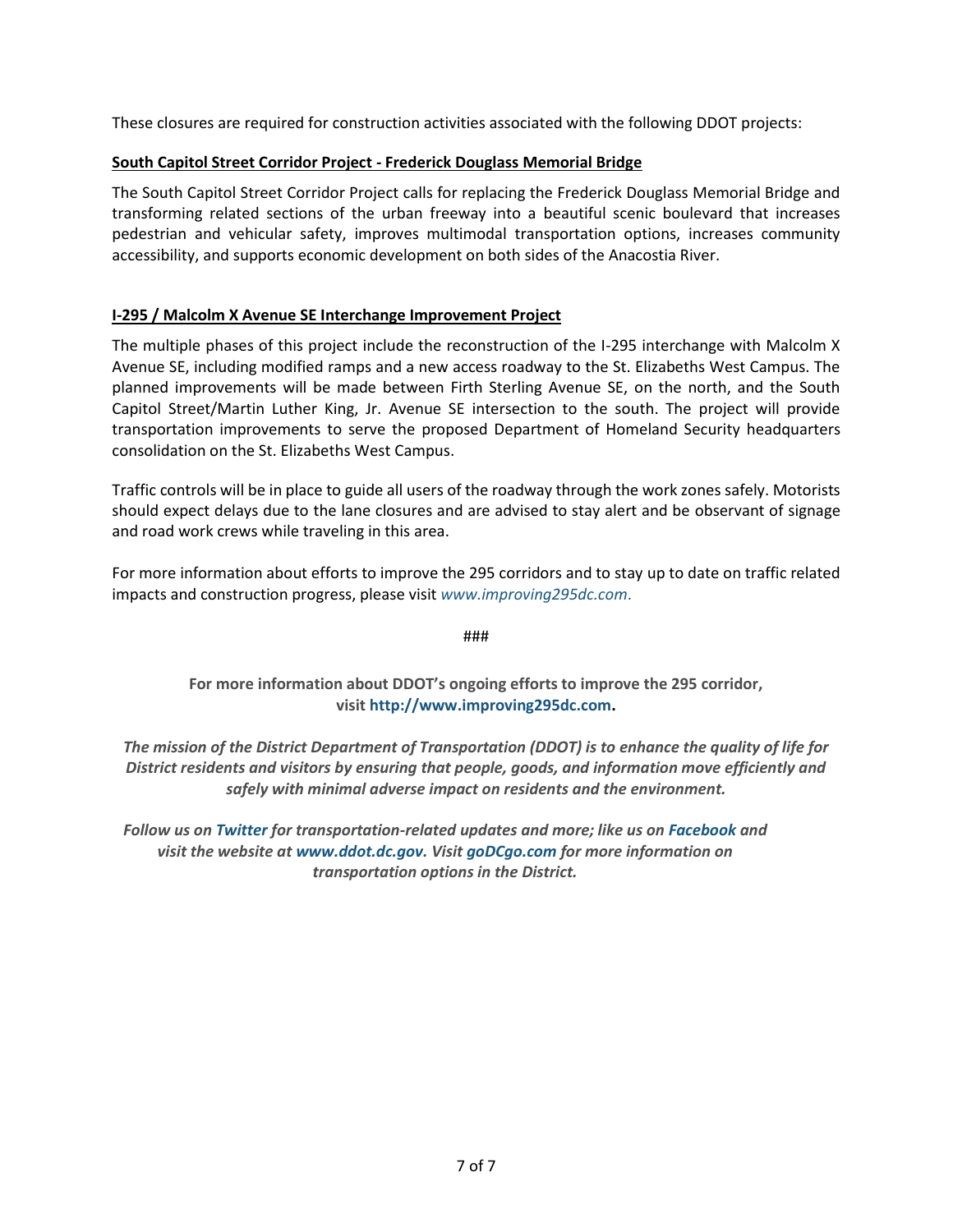These closures are required for construction activities associated with the following DDOT projects:

**South Capitol Street Corridor Project - Frederick Douglass Memorial Bridge**

The South Capitol Street Corridor Project calls for replacing the Frederick Douglass Memorial Bridge and transforming related sections of the urban freeway into a beautiful scenic boulevard that increases pedestrian and vehicular safety, improves multimodal transportation options, increases community accessibility, and supports economic development on both sides of the Anacostia River.

**I-295 / Malcolm X Avenue SE Interchange Improvement Project**

The multiple phases of this project include the reconstruction of the I-295 interchange with Malcolm X Avenue SE, including modified ramps and a new access roadway to the St. Elizabeths West Campus. The planned improvements will be made between Firth Sterling Avenue SE, on the north, and the South Capitol Street/Martin Luther King, Jr. Avenue SE intersection to the south. The project will provide transportation improvements to serve the proposed Department of Homeland Security headquarters consolidation on the St. Elizabeths West Campus.

Traffic controls will be in place to guide all users of the roadway through the work zones safely. Motorists should expect delays due to the lane closures and are advised to stay alert and be observant of signage and road work crews while traveling in this area.

For more information about efforts to improve the 295 corridors and to stay up to date on traffic related impacts and construction progress, please visit *www.improving295dc.com*.

###

**For more information about DDOT's ongoing efforts to improve the 295 corridor, visit http://www.improving295dc.com.**

***The mission of the District Department of Transportation (DDOT) is to enhance the quality of life for District residents and visitors by ensuring that people, goods, and information move efficiently and safely with minimal adverse impact on residents and the environment.***

***Follow us on Twitter for transportation-related updates and more; like us on Facebook and visit the website at www.ddot.dc.gov. Visit goDCgo.com for more information on transportation options in the District.***